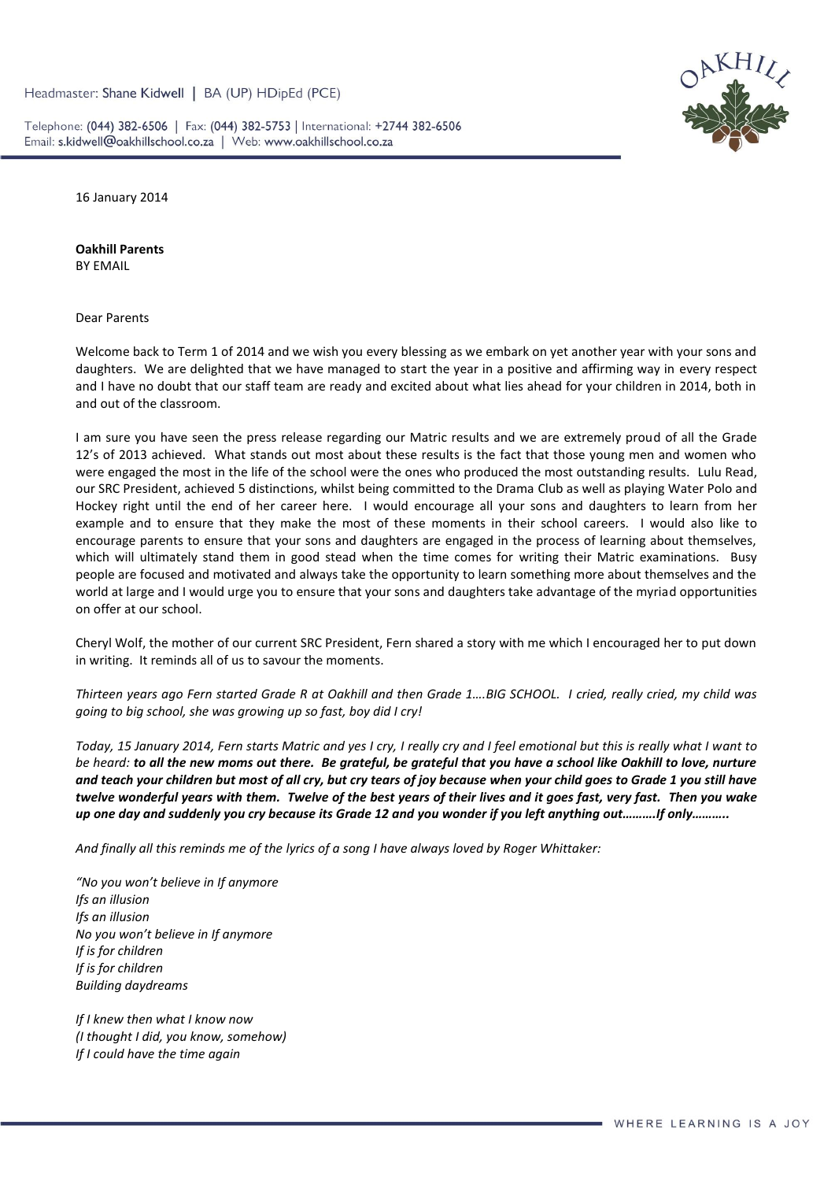Headmaster: Shane Kidwell | BA (UP) HDipEd (PCE)

Telephone: (044) 382-6506 | Fax: (044) 382-5753 | International: +2744 382-6506
Email: s.kidwell@oakhillschool.co.za | Web: www.oakhillschool.co.za

16 January 2014

**Oakhill Parents**
BY EMAIL

Dear Parents

Welcome back to Term 1 of 2014 and we wish you every blessing as we embark on yet another year with your sons and daughters. We are delighted that we have managed to start the year in a positive and affirming way in every respect and I have no doubt that our staff team are ready and excited about what lies ahead for your children in 2014, both in and out of the classroom.

I am sure you have seen the press release regarding our Matric results and we are extremely proud of all the Grade 12's of 2013 achieved. What stands out most about these results is the fact that those young men and women who were engaged the most in the life of the school were the ones who produced the most outstanding results. Lulu Read, our SRC President, achieved 5 distinctions, whilst being committed to the Drama Club as well as playing Water Polo and Hockey right until the end of her career here. I would encourage all your sons and daughters to learn from her example and to ensure that they make the most of these moments in their school careers. I would also like to encourage parents to ensure that your sons and daughters are engaged in the process of learning about themselves, which will ultimately stand them in good stead when the time comes for writing their Matric examinations. Busy people are focused and motivated and always take the opportunity to learn something more about themselves and the world at large and I would urge you to ensure that your sons and daughters take advantage of the myriad opportunities on offer at our school.

Cheryl Wolf, the mother of our current SRC President, Fern shared a story with me which I encouraged her to put down in writing. It reminds all of us to savour the moments.

*Thirteen years ago Fern started Grade R at Oakhill and then Grade 1….BIG SCHOOL. I cried, really cried, my child was going to big school, she was growing up so fast, boy did I cry!*

*Today, 15 January 2014, Fern starts Matric and yes I cry, I really cry and I feel emotional but this is really what I want to be heard:* ***to all the new moms out there. Be grateful, be grateful that you have a school like Oakhill to love, nurture and teach your children but most of all cry, but cry tears of joy because when your child goes to Grade 1 you still have twelve wonderful years with them. Twelve of the best years of their lives and it goes fast, very fast. Then you wake up one day and suddenly you cry because its Grade 12 and you wonder if you left anything out……….If only………..***

*And finally all this reminds me of the lyrics of a song I have always loved by Roger Whittaker:*

*"No you won't believe in If anymore*
*Ifs an illusion*
*Ifs an illusion*
*No you won't believe in If anymore*
*If is for children*
*If is for children*
*Building daydreams*

*If I knew then what I know now*
*(I thought I did, you know, somehow)*
*If I could have the time again*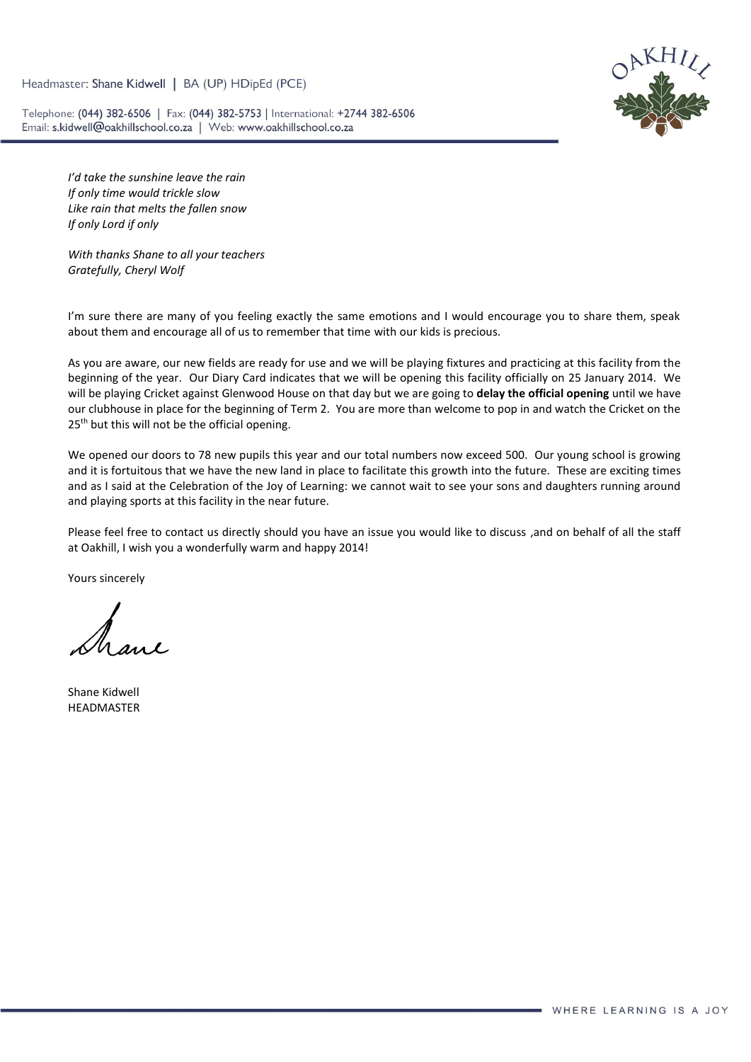Headmaster: Shane Kidwell | BA (UP) HDipEd (PCE)

Telephone: (044) 382-6506 | Fax: (044) 382-5753 | International: +2744 382-6506
Email: s.kidwell@oakhillschool.co.za | Web: www.oakhillschool.co.za

*I'd take the sunshine leave the rain*
*If only time would trickle slow*
*Like rain that melts the fallen snow*
*If only Lord if only*

*With thanks Shane to all your teachers*
*Gratefully, Cheryl Wolf*

I'm sure there are many of you feeling exactly the same emotions and I would encourage you to share them, speak about them and encourage all of us to remember that time with our kids is precious.

As you are aware, our new fields are ready for use and we will be playing fixtures and practicing at this facility from the beginning of the year. Our Diary Card indicates that we will be opening this facility officially on 25 January 2014. We will be playing Cricket against Glenwood House on that day but we are going to **delay the official opening** until we have our clubhouse in place for the beginning of Term 2. You are more than welcome to pop in and watch the Cricket on the 25th but this will not be the official opening.

We opened our doors to 78 new pupils this year and our total numbers now exceed 500. Our young school is growing and it is fortuitous that we have the new land in place to facilitate this growth into the future. These are exciting times and as I said at the Celebration of the Joy of Learning: we cannot wait to see your sons and daughters running around and playing sports at this facility in the near future.

Please feel free to contact us directly should you have an issue you would like to discuss ,and on behalf of all the staff at Oakhill, I wish you a wonderfully warm and happy 2014!

Yours sincerely

Shane

Shane Kidwell
HEADMASTER